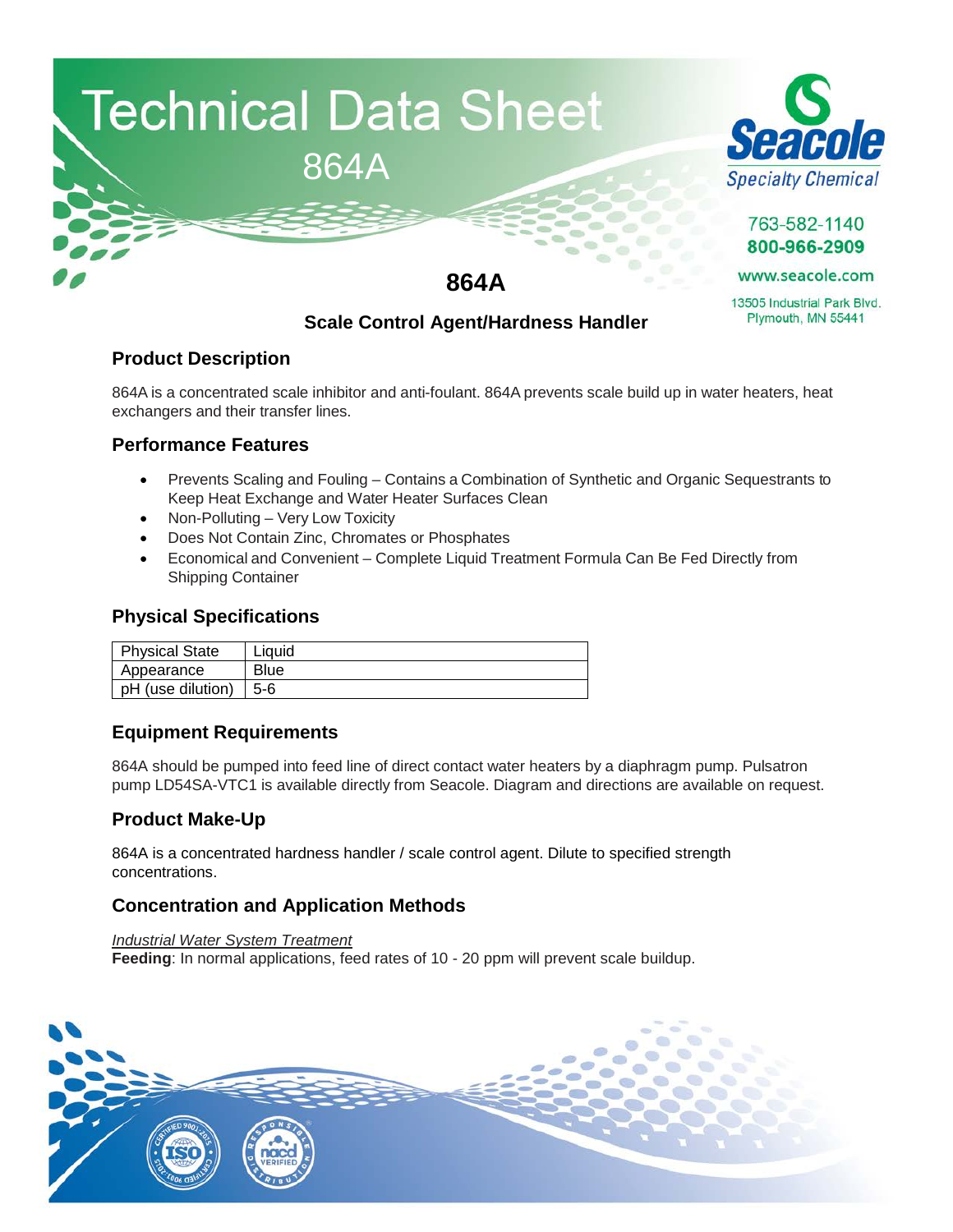# Technical Data Sheet

864A

**Seacole**
*Specialty Chemical*

763-582-1140
**800-966-2909**
www.seacole.com
13505 Industrial Park Blvd.
Plymouth, MN 55441

## 864A

### Scale Control Agent/Hardness Handler

### Product Description

864A is a concentrated scale inhibitor and anti-foulant. 864A prevents scale build up in water heaters, heat exchangers and their transfer lines.

### Performance Features

- Prevents Scaling and Fouling – Contains a Combination of Synthetic and Organic Sequestrants to Keep Heat Exchange and Water Heater Surfaces Clean
- Non-Polluting – Very Low Toxicity
- Does Not Contain Zinc, Chromates or Phosphates
- Economical and Convenient – Complete Liquid Treatment Formula Can Be Fed Directly from Shipping Container

### Physical Specifications

| Physical State | Liquid |
|---|---|
| Appearance | Blue |
| pH (use dilution) | 5-6 |

### Equipment Requirements

864A should be pumped into feed line of direct contact water heaters by a diaphragm pump. Pulsatron pump LD54SA-VTC1 is available directly from Seacole. Diagram and directions are available on request.

### Product Make-Up

864A is a concentrated hardness handler / scale control agent. Dilute to specified strength concentrations.

### Concentration and Application Methods

*Industrial Water System Treatment*
**Feeding**: In normal applications, feed rates of 10 - 20 ppm will prevent scale buildup.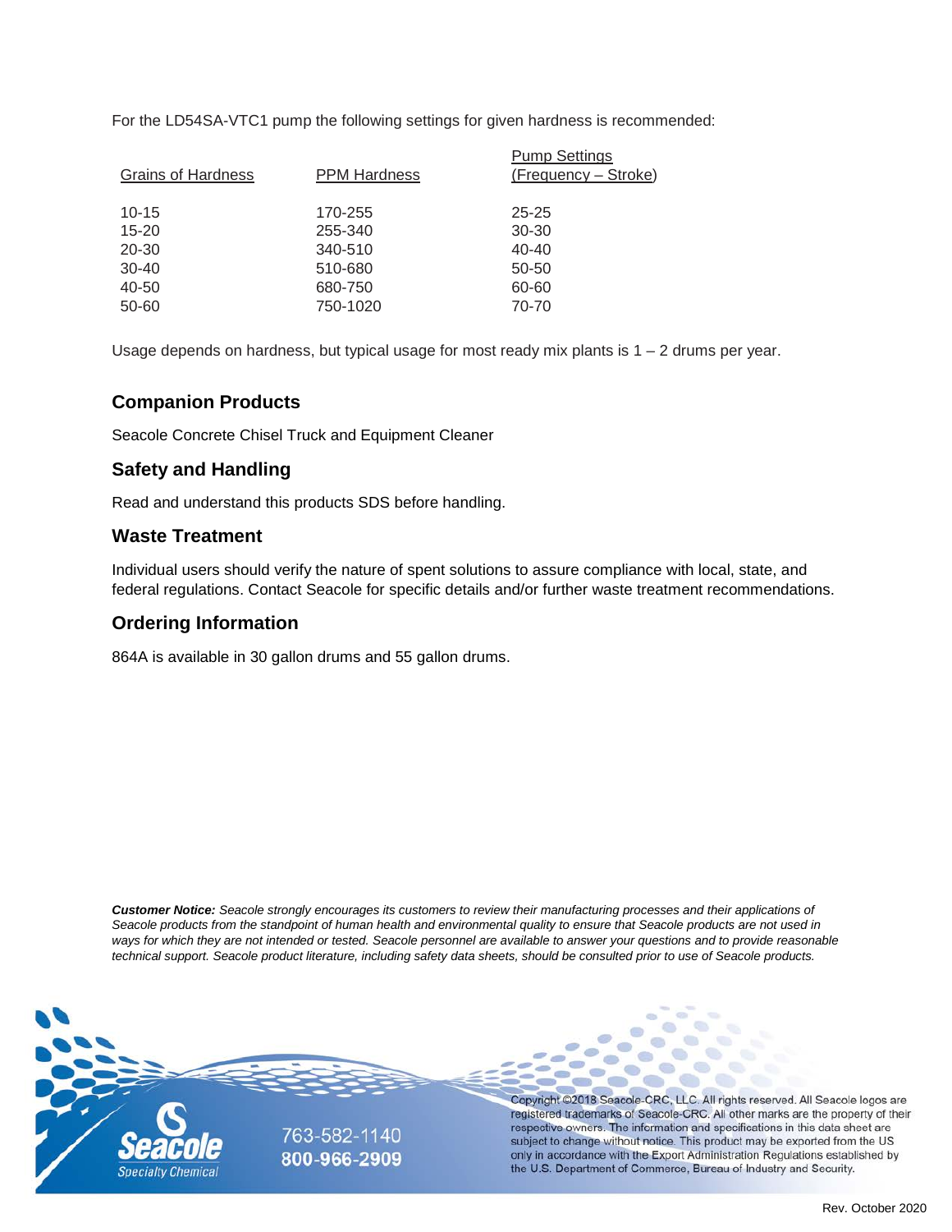For the LD54SA-VTC1 pump the following settings for given hardness is recommended:

| Grains of Hardness | PPM Hardness | Pump Settings (Frequency – Stroke) |
|---|---|---|
| 10-15 | 170-255 | 25-25 |
| 15-20 | 255-340 | 30-30 |
| 20-30 | 340-510 | 40-40 |
| 30-40 | 510-680 | 50-50 |
| 40-50 | 680-750 | 60-60 |
| 50-60 | 750-1020 | 70-70 |

Usage depends on hardness, but typical usage for most ready mix plants is 1 – 2 drums per year.

## Companion Products

Seacole Concrete Chisel Truck and Equipment Cleaner

## Safety and Handling

Read and understand this products SDS before handling.

## Waste Treatment

Individual users should verify the nature of spent solutions to assure compliance with local, state, and federal regulations. Contact Seacole for specific details and/or further waste treatment recommendations.

## Ordering Information

864A is available in 30 gallon drums and 55 gallon drums.

***Customer Notice:*** *Seacole strongly encourages its customers to review their manufacturing processes and their applications of Seacole products from the standpoint of human health and environmental quality to ensure that Seacole products are not used in ways for which they are not intended or tested. Seacole personnel are available to answer your questions and to provide reasonable technical support. Seacole product literature, including safety data sheets, should be consulted prior to use of Seacole products.*

Seacole Specialty Chemical

763-582-1140

800-966-2909

Copyright ©2018 Seacole-CRC, LLC. All rights reserved. All Seacole logos are registered trademarks of Seacole-CRC. All other marks are the property of their respective owners. The information and specifications in this data sheet are subject to change without notice. This product may be exported from the US only in accordance with the Export Administration Regulations established by the U.S. Department of Commerce, Bureau of Industry and Security.

Rev. October 2020